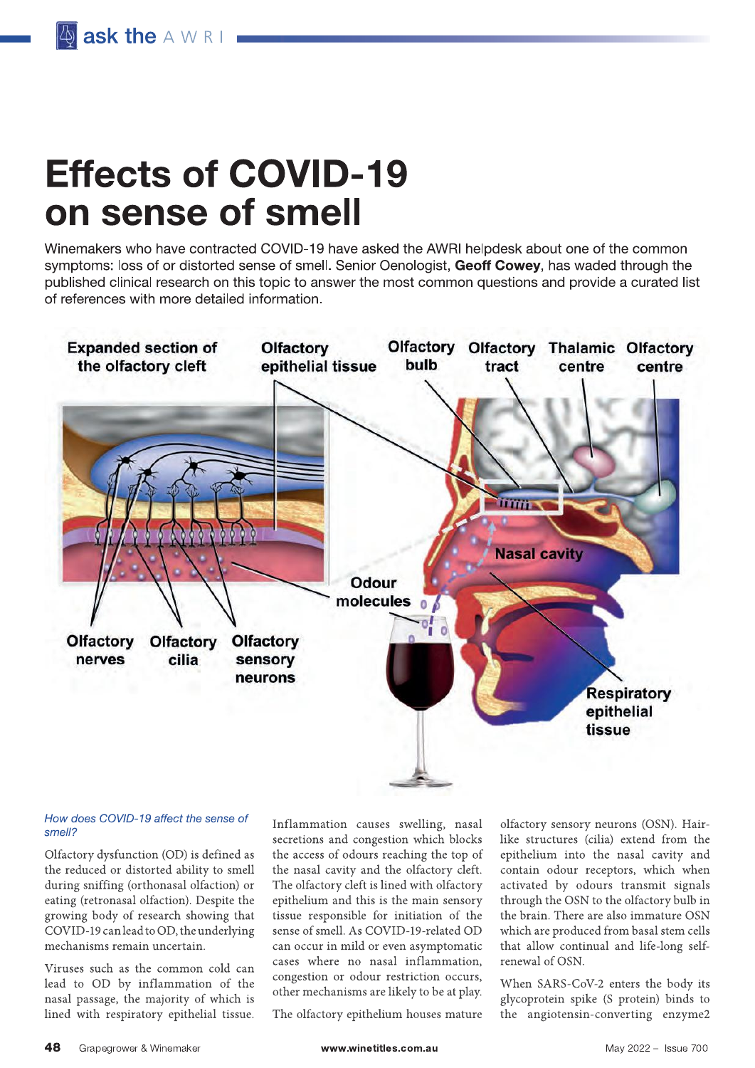# Effects of COVID-19 on sense of smell

Winemakers who have contracted COVID-19 have asked the AWRI helpdesk about one of the common symptoms: loss of or distorted sense of smell. Senior Oenologist, **Geoff Cowey**, has waded through the published clinical research on this topic to answer the most common questions and provide a curated list of references with more detailed information.

Expanded section of the olfactory cleft | Olfactory epithelial tissue | Olfactory bulb | Olfactory tract | Thalamic centre | Olfactory centre | Nasal cavity | Odour molecules | Olfactory nerves | Olfactory cilia | Olfactory sensory neurons | Respiratory epithelial tissue

*How does COVID-19 affect the sense of smell?*

Olfactory dysfunction (OD) is defined as the reduced or distorted ability to smell during sniffing (orthonasal olfaction) or eating (retronasal olfaction). Despite the growing body of research showing that COVID-19 can lead to OD, the underlying mechanisms remain uncertain.

Viruses such as the common cold can lead to OD by inflammation of the nasal passage, the majority of which is lined with respiratory epithelial tissue. Inflammation causes swelling, nasal secretions and congestion which blocks the access of odours reaching the top of the nasal cavity and the olfactory cleft. The olfactory cleft is lined with olfactory epithelium and this is the main sensory tissue responsible for initiation of the sense of smell. As COVID-19-related OD can occur in mild or even asymptomatic cases where no nasal inflammation, congestion or odour restriction occurs, other mechanisms are likely to be at play.

The olfactory epithelium houses mature olfactory sensory neurons (OSN). Hair-like structures (cilia) extend from the epithelium into the nasal cavity and contain odour receptors, which when activated by odours transmit signals through the OSN to the olfactory bulb in the brain. There are also immature OSN which are produced from basal stem cells that allow continual and life-long self-renewal of OSN.

When SARS-CoV-2 enters the body its glycoprotein spike (S protein) binds to the angiotensin-converting enzyme2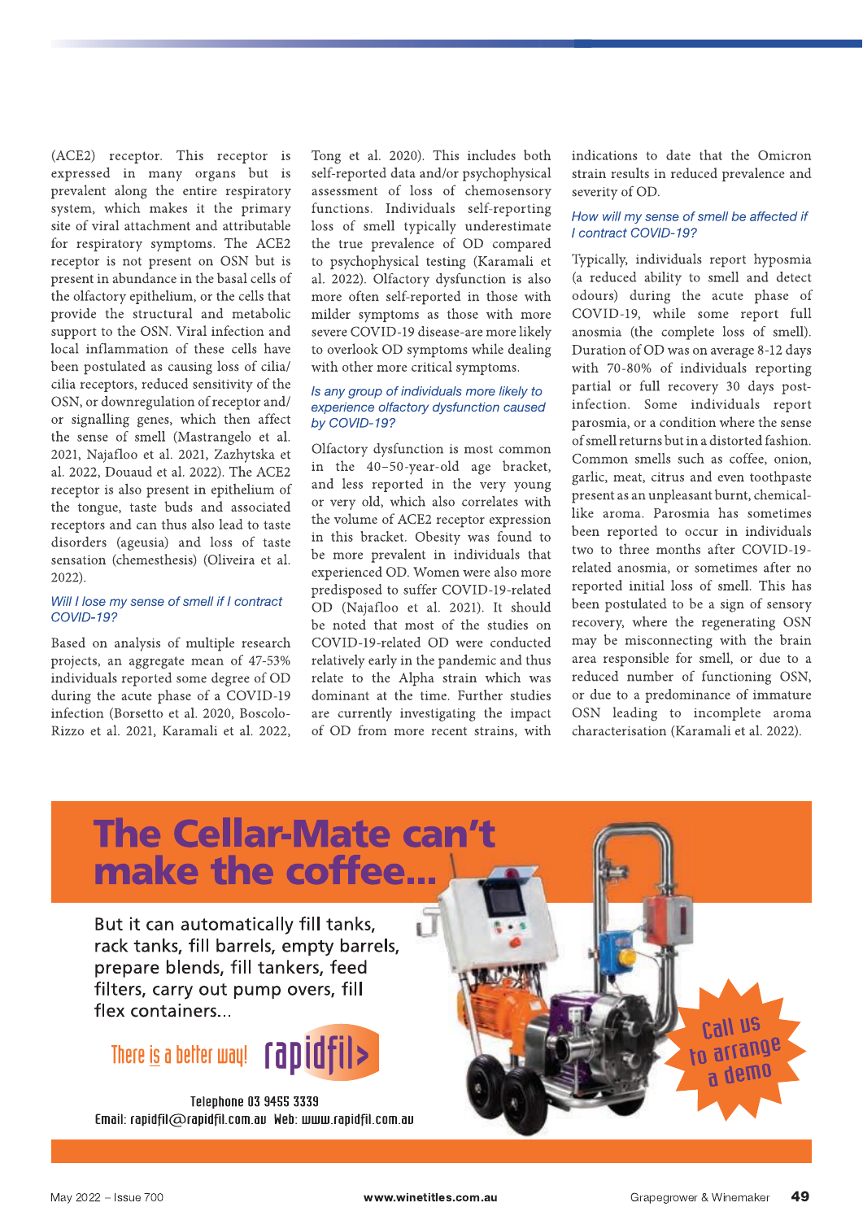(ACE2) receptor. This receptor is expressed in many organs but is prevalent along the entire respiratory system, which makes it the primary site of viral attachment and attributable for respiratory symptoms. The ACE2 receptor is not present on OSN but is present in abundance in the basal cells of the olfactory epithelium, or the cells that provide the structural and metabolic support to the OSN. Viral infection and local inflammation of these cells have been postulated as causing loss of cilia/cilia receptors, reduced sensitivity of the OSN, or downregulation of receptor and/or signalling genes, which then affect the sense of smell (Mastrangelo et al. 2021, Najafloo et al. 2021, Zazhytska et al. 2022, Douaud et al. 2022). The ACE2 receptor is also present in epithelium of the tongue, taste buds and associated receptors and can thus also lead to taste disorders (ageusia) and loss of taste sensation (chemesthesis) (Oliveira et al. 2022).

### *Will I lose my sense of smell if I contract COVID-19?*

Based on analysis of multiple research projects, an aggregate mean of 47-53% individuals reported some degree of OD during the acute phase of a COVID-19 infection (Borsetto et al. 2020, Boscolo-Rizzo et al. 2021, Karamali et al. 2022, Tong et al. 2020). This includes both self-reported data and/or psychophysical assessment of loss of chemosensory functions. Individuals self-reporting loss of smell typically underestimate the true prevalence of OD compared to psychophysical testing (Karamali et al. 2022). Olfactory dysfunction is also more often self-reported in those with milder symptoms as those with more severe COVID-19 disease-are more likely to overlook OD symptoms while dealing with other more critical symptoms.

### *Is any group of individuals more likely to experience olfactory dysfunction caused by COVID-19?*

Olfactory dysfunction is most common in the 40–50-year-old age bracket, and less reported in the very young or very old, which also correlates with the volume of ACE2 receptor expression in this bracket. Obesity was found to be more prevalent in individuals that experienced OD. Women were also more predisposed to suffer COVID-19-related OD (Najafloo et al. 2021). It should be noted that most of the studies on COVID-19-related OD were conducted relatively early in the pandemic and thus relate to the Alpha strain which was dominant at the time. Further studies are currently investigating the impact of OD from more recent strains, with indications to date that the Omicron strain results in reduced prevalence and severity of OD.

### *How will my sense of smell be affected if I contract COVID-19?*

Typically, individuals report hyposmia (a reduced ability to smell and detect odours) during the acute phase of COVID-19, while some report full anosmia (the complete loss of smell). Duration of OD was on average 8-12 days with 70-80% of individuals reporting partial or full recovery 30 days post-infection. Some individuals report parosmia, or a condition where the sense of smell returns but in a distorted fashion. Common smells such as coffee, onion, garlic, meat, citrus and even toothpaste present as an unpleasant burnt, chemical-like aroma. Parosmia has sometimes been reported to occur in individuals two to three months after COVID-19-related anosmia, or sometimes after no reported initial loss of smell. This has been postulated to be a sign of sensory recovery, where the regenerating OSN may be misconnecting with the brain area responsible for smell, or due to a reduced number of functioning OSN, or due to a predominance of immature OSN leading to incomplete aroma characterisation (Karamali et al. 2022).

**The Cellar-Mate can't make the coffee...**

But it can automatically fill tanks, rack tanks, fill barrels, empty barrels, prepare blends, fill tankers, feed filters, carry out pump overs, fill flex containers...

There is a better way! rapidfil>

Call us to arrange a demo

Telephone 03 9455 3339
Email: rapidfil@rapidfil.com.au Web: www.rapidfil.com.au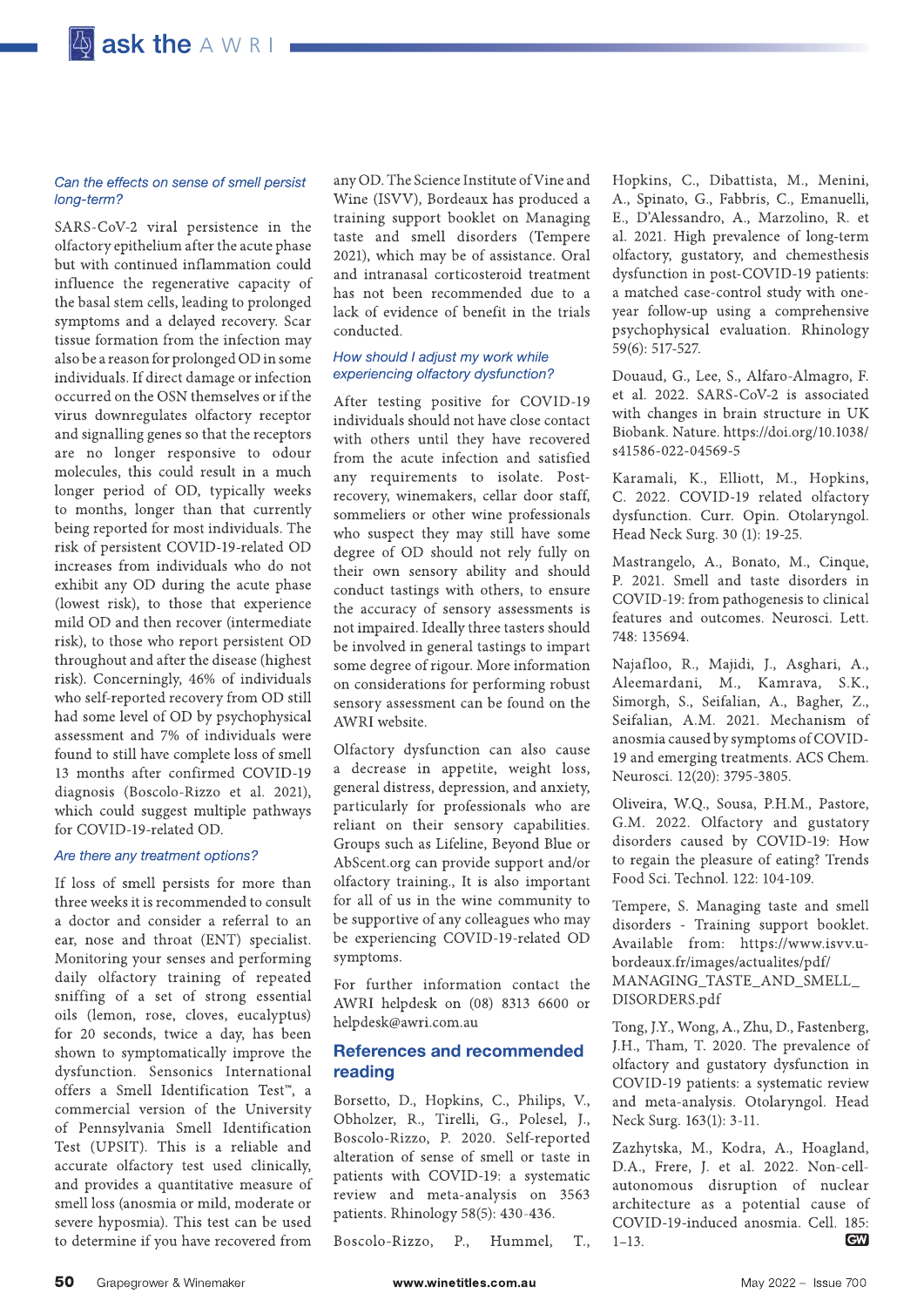### Can the effects on sense of smell persist long-term?

SARS-CoV-2 viral persistence in the olfactory epithelium after the acute phase but with continued inflammation could influence the regenerative capacity of the basal stem cells, leading to prolonged symptoms and a delayed recovery. Scar tissue formation from the infection may also be a reason for prolonged OD in some individuals. If direct damage or infection occurred on the OSN themselves or if the virus downregulates olfactory receptor and signalling genes so that the receptors are no longer responsive to odour molecules, this could result in a much longer period of OD, typically weeks to months, longer than that currently being reported for most individuals. The risk of persistent COVID-19-related OD increases from individuals who do not exhibit any OD during the acute phase (lowest risk), to those that experience mild OD and then recover (intermediate risk), to those who report persistent OD throughout and after the disease (highest risk). Concerningly, 46% of individuals who self-reported recovery from OD still had some level of OD by psychophysical assessment and 7% of individuals were found to still have complete loss of smell 13 months after confirmed COVID-19 diagnosis (Boscolo-Rizzo et al. 2021), which could suggest multiple pathways for COVID-19-related OD.

### Are there any treatment options?

If loss of smell persists for more than three weeks it is recommended to consult a doctor and consider a referral to an ear, nose and throat (ENT) specialist. Monitoring your senses and performing daily olfactory training of repeated sniffing of a set of strong essential oils (lemon, rose, cloves, eucalyptus) for 20 seconds, twice a day, has been shown to symptomatically improve the dysfunction. Sensonics International offers a Smell Identification Test™, a commercial version of the University of Pennsylvania Smell Identification Test (UPSIT). This is a reliable and accurate olfactory test used clinically, and provides a quantitative measure of smell loss (anosmia or mild, moderate or severe hyposmia). This test can be used to determine if you have recovered from any OD. The Science Institute of Vine and Wine (ISVV), Bordeaux has produced a training support booklet on Managing taste and smell disorders (Tempere 2021), which may be of assistance. Oral and intranasal corticosteroid treatment has not been recommended due to a lack of evidence of benefit in the trials conducted.

### How should I adjust my work while experiencing olfactory dysfunction?

After testing positive for COVID-19 individuals should not have close contact with others until they have recovered from the acute infection and satisfied any requirements to isolate. Post-recovery, winemakers, cellar door staff, sommeliers or other wine professionals who suspect they may still have some degree of OD should not rely fully on their own sensory ability and should conduct tastings with others, to ensure the accuracy of sensory assessments is not impaired. Ideally three tasters should be involved in general tastings to impart some degree of rigour. More information on considerations for performing robust sensory assessment can be found on the AWRI website.

Olfactory dysfunction can also cause a decrease in appetite, weight loss, general distress, depression, and anxiety, particularly for professionals who are reliant on their sensory capabilities. Groups such as Lifeline, Beyond Blue or AbScent.org can provide support and/or olfactory training., It is also important for all of us in the wine community to be supportive of any colleagues who may be experiencing COVID-19-related OD symptoms.

For further information contact the AWRI helpdesk on (08) 8313 6600 or helpdesk@awri.com.au

## References and recommended reading

Borsetto, D., Hopkins, C., Philips, V., Obholzer, R., Tirelli, G., Polesel, J., Boscolo-Rizzo, P. 2020. Self-reported alteration of sense of smell or taste in patients with COVID-19: a systematic review and meta-analysis on 3563 patients. Rhinology 58(5): 430-436.

Boscolo-Rizzo, P., Hummel, T., Hopkins, C., Dibattista, M., Menini, A., Spinato, G., Fabbris, C., Emanuelli, E., D'Alessandro, A., Marzolino, R. et al. 2021. High prevalence of long-term olfactory, gustatory, and chemesthesis dysfunction in post-COVID-19 patients: a matched case-control study with one-year follow-up using a comprehensive psychophysical evaluation. Rhinology 59(6): 517-527.

Douaud, G., Lee, S., Alfaro-Almagro, F. et al. 2022. SARS-CoV-2 is associated with changes in brain structure in UK Biobank. Nature. https://doi.org/10.1038/s41586-022-04569-5

Karamali, K., Elliott, M., Hopkins, C. 2022. COVID-19 related olfactory dysfunction. Curr. Opin. Otolaryngol. Head Neck Surg. 30 (1): 19-25.

Mastrangelo, A., Bonato, M., Cinque, P. 2021. Smell and taste disorders in COVID-19: from pathogenesis to clinical features and outcomes. Neurosci. Lett. 748: 135694.

Najafloo, R., Majidi, J., Asghari, A., Aleemardani, M., Kamrava, S.K., Simorgh, S., Seifalian, A., Bagher, Z., Seifalian, A.M. 2021. Mechanism of anosmia caused by symptoms of COVID-19 and emerging treatments. ACS Chem. Neurosci. 12(20): 3795-3805.

Oliveira, W.Q., Sousa, P.H.M., Pastore, G.M. 2022. Olfactory and gustatory disorders caused by COVID-19: How to regain the pleasure of eating? Trends Food Sci. Technol. 122: 104-109.

Tempere, S. Managing taste and smell disorders - Training support booklet. Available from: https://www.isvv.u-bordeaux.fr/images/actualites/pdf/MANAGING_TASTE_AND_SMELL_DISORDERS.pdf

Tong, J.Y., Wong, A., Zhu, D., Fastenberg, J.H., Tham, T. 2020. The prevalence of olfactory and gustatory dysfunction in COVID-19 patients: a systematic review and meta-analysis. Otolaryngol. Head Neck Surg. 163(1): 3-11.

Zazhytska, M., Kodra, A., Hoagland, D.A., Frere, J. et al. 2022. Non-cell-autonomous disruption of nuclear architecture as a potential cause of COVID-19-induced anosmia. Cell. 185: 1–13.